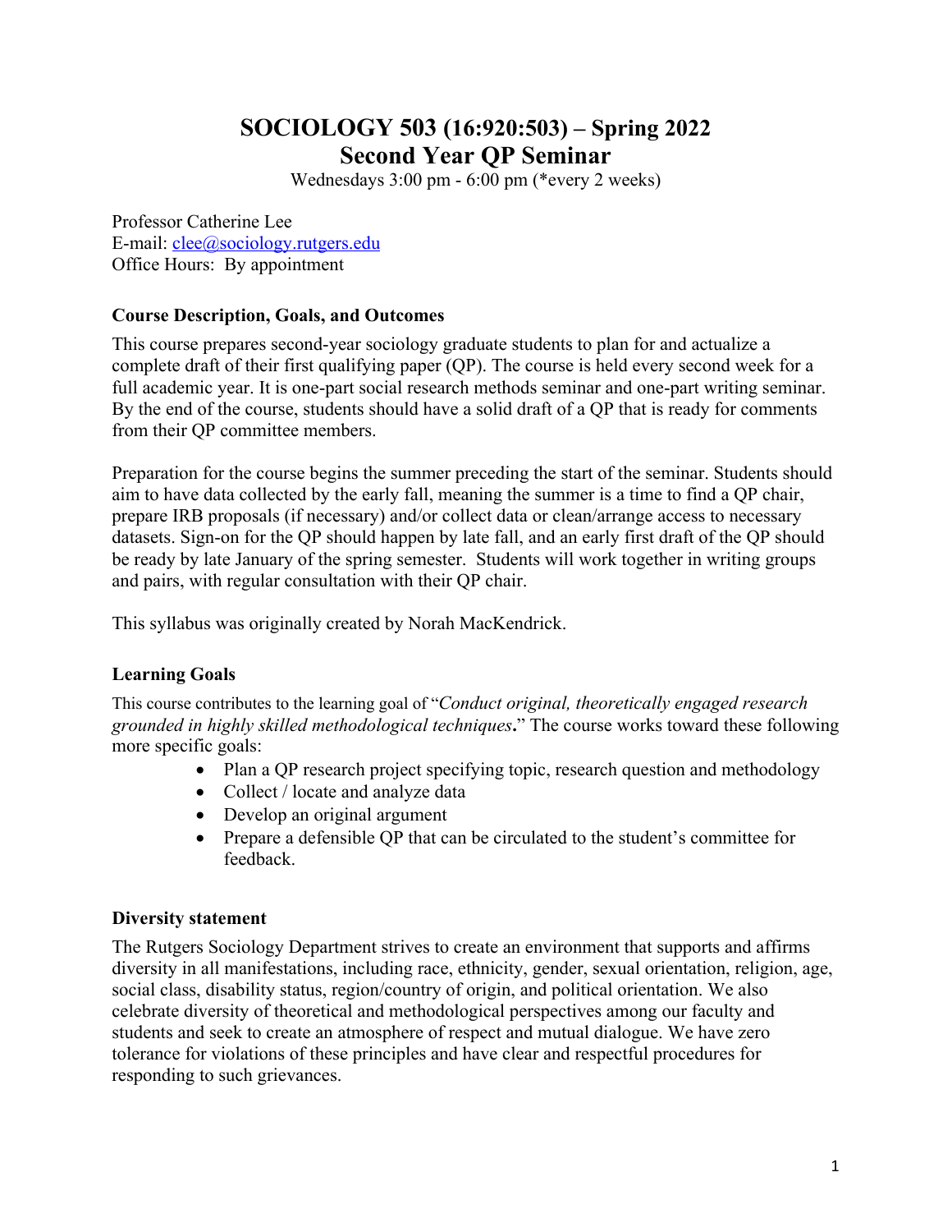# SOCIOLOGY 503 (16:920:503) – Spring 2022
# Second Year QP Seminar

Wednesdays 3:00 pm - 6:00 pm (*every 2 weeks)

Professor Catherine Lee
E-mail: clee@sociology.rutgers.edu
Office Hours: By appointment

### Course Description, Goals, and Outcomes

This course prepares second-year sociology graduate students to plan for and actualize a complete draft of their first qualifying paper (QP). The course is held every second week for a full academic year. It is one-part social research methods seminar and one-part writing seminar. By the end of the course, students should have a solid draft of a QP that is ready for comments from their QP committee members.

Preparation for the course begins the summer preceding the start of the seminar. Students should aim to have data collected by the early fall, meaning the summer is a time to find a QP chair, prepare IRB proposals (if necessary) and/or collect data or clean/arrange access to necessary datasets. Sign-on for the QP should happen by late fall, and an early first draft of the QP should be ready by late January of the spring semester. Students will work together in writing groups and pairs, with regular consultation with their QP chair.

This syllabus was originally created by Norah MacKendrick.

### Learning Goals

This course contributes to the learning goal of "*Conduct original, theoretically engaged research grounded in highly skilled methodological techniques***.**" The course works toward these following more specific goals:

- Plan a QP research project specifying topic, research question and methodology
- Collect / locate and analyze data
- Develop an original argument
- Prepare a defensible QP that can be circulated to the student's committee for feedback.

### Diversity statement

The Rutgers Sociology Department strives to create an environment that supports and affirms diversity in all manifestations, including race, ethnicity, gender, sexual orientation, religion, age, social class, disability status, region/country of origin, and political orientation. We also celebrate diversity of theoretical and methodological perspectives among our faculty and students and seek to create an atmosphere of respect and mutual dialogue. We have zero tolerance for violations of these principles and have clear and respectful procedures for responding to such grievances.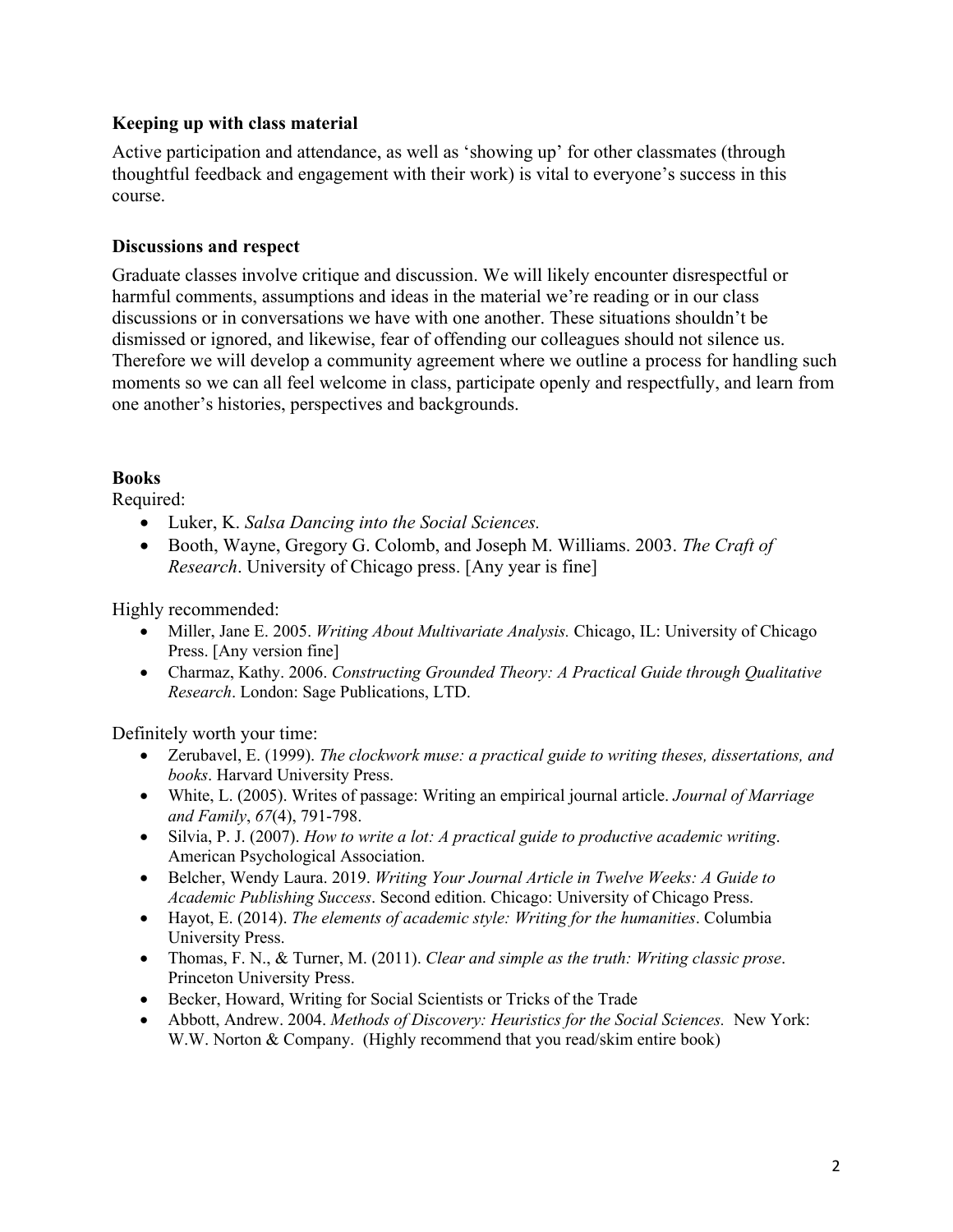### Keeping up with class material

Active participation and attendance, as well as 'showing up' for other classmates (through thoughtful feedback and engagement with their work) is vital to everyone's success in this course.

### Discussions and respect

Graduate classes involve critique and discussion. We will likely encounter disrespectful or harmful comments, assumptions and ideas in the material we're reading or in our class discussions or in conversations we have with one another. These situations shouldn't be dismissed or ignored, and likewise, fear of offending our colleagues should not silence us. Therefore we will develop a community agreement where we outline a process for handling such moments so we can all feel welcome in class, participate openly and respectfully, and learn from one another's histories, perspectives and backgrounds.

### Books

Required:

- Luker, K. *Salsa Dancing into the Social Sciences.*
- Booth, Wayne, Gregory G. Colomb, and Joseph M. Williams. 2003. *The Craft of Research*. University of Chicago press. [Any year is fine]

Highly recommended:

- Miller, Jane E. 2005. *Writing About Multivariate Analysis.* Chicago, IL: University of Chicago Press. [Any version fine]
- Charmaz, Kathy. 2006. *Constructing Grounded Theory: A Practical Guide through Qualitative Research*. London: Sage Publications, LTD.

Definitely worth your time:

- Zerubavel, E. (1999). *The clockwork muse: a practical guide to writing theses, dissertations, and books*. Harvard University Press.
- White, L. (2005). Writes of passage: Writing an empirical journal article. *Journal of Marriage and Family*, *67*(4), 791-798.
- Silvia, P. J. (2007). *How to write a lot: A practical guide to productive academic writing*. American Psychological Association.
- Belcher, Wendy Laura. 2019. *Writing Your Journal Article in Twelve Weeks: A Guide to Academic Publishing Success*. Second edition. Chicago: University of Chicago Press.
- Hayot, E. (2014). *The elements of academic style: Writing for the humanities*. Columbia University Press.
- Thomas, F. N., & Turner, M. (2011). *Clear and simple as the truth: Writing classic prose*. Princeton University Press.
- Becker, Howard, Writing for Social Scientists or Tricks of the Trade
- Abbott, Andrew. 2004. *Methods of Discovery: Heuristics for the Social Sciences.* New York: W.W. Norton & Company. (Highly recommend that you read/skim entire book)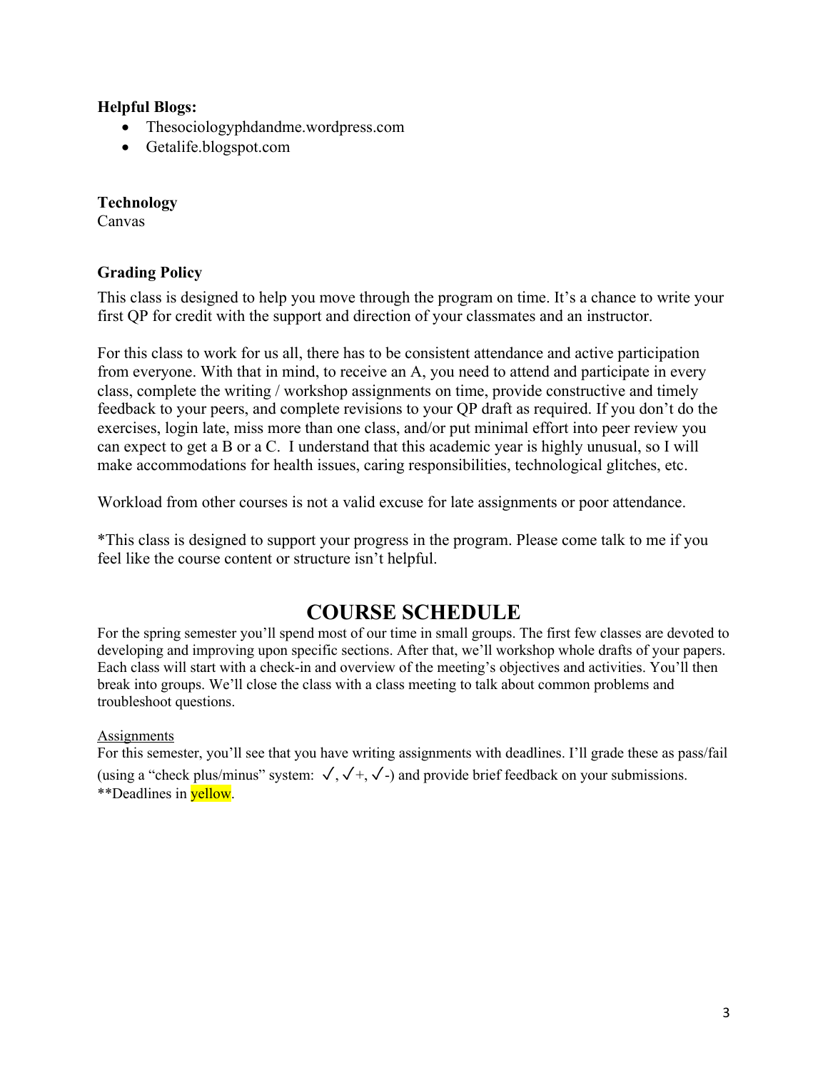**Helpful Blogs:**

- Thesociologyphdandme.wordpress.com
- Getalife.blogspot.com

**Technology**

Canvas

**Grading Policy**

This class is designed to help you move through the program on time. It's a chance to write your first QP for credit with the support and direction of your classmates and an instructor.

For this class to work for us all, there has to be consistent attendance and active participation from everyone. With that in mind, to receive an A, you need to attend and participate in every class, complete the writing / workshop assignments on time, provide constructive and timely feedback to your peers, and complete revisions to your QP draft as required. If you don't do the exercises, login late, miss more than one class, and/or put minimal effort into peer review you can expect to get a B or a C. I understand that this academic year is highly unusual, so I will make accommodations for health issues, caring responsibilities, technological glitches, etc.

Workload from other courses is not a valid excuse for late assignments or poor attendance.

*This class is designed to support your progress in the program. Please come talk to me if you feel like the course content or structure isn't helpful.

# COURSE SCHEDULE

For the spring semester you'll spend most of our time in small groups. The first few classes are devoted to developing and improving upon specific sections. After that, we'll workshop whole drafts of your papers. Each class will start with a check-in and overview of the meeting's objectives and activities. You'll then break into groups. We'll close the class with a class meeting to talk about common problems and troubleshoot questions.

<u>Assignments</u>

For this semester, you'll see that you have writing assignments with deadlines. I'll grade these as pass/fail (using a "check plus/minus" system: ✓, ✓+, ✓-) and provide brief feedback on your submissions.
**Deadlines in yellow.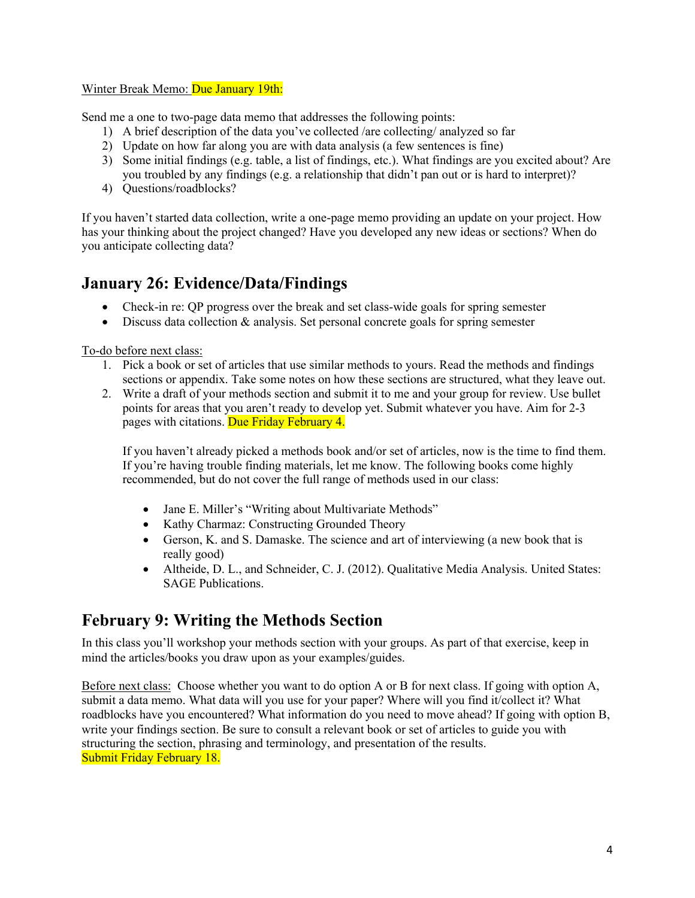Winter Break Memo: Due January 19th:

Send me a one to two-page data memo that addresses the following points:

1) A brief description of the data you've collected /are collecting/ analyzed so far
2) Update on how far along you are with data analysis (a few sentences is fine)
3) Some initial findings (e.g. table, a list of findings, etc.). What findings are you excited about? Are you troubled by any findings (e.g. a relationship that didn't pan out or is hard to interpret)?
4) Questions/roadblocks?

If you haven't started data collection, write a one-page memo providing an update on your project. How has your thinking about the project changed? Have you developed any new ideas or sections? When do you anticipate collecting data?

## January 26: Evidence/Data/Findings

- Check-in re: QP progress over the break and set class-wide goals for spring semester
- Discuss data collection & analysis. Set personal concrete goals for spring semester

To-do before next class:

1. Pick a book or set of articles that use similar methods to yours. Read the methods and findings sections or appendix. Take some notes on how these sections are structured, what they leave out.
2. Write a draft of your methods section and submit it to me and your group for review. Use bullet points for areas that you aren't ready to develop yet. Submit whatever you have. Aim for 2-3 pages with citations. Due Friday February 4.

   If you haven't already picked a methods book and/or set of articles, now is the time to find them. If you're having trouble finding materials, let me know. The following books come highly recommended, but do not cover the full range of methods used in our class:

   - Jane E. Miller's "Writing about Multivariate Methods"
   - Kathy Charmaz: Constructing Grounded Theory
   - Gerson, K. and S. Damaske. The science and art of interviewing (a new book that is really good)
   - Altheide, D. L., and Schneider, C. J. (2012). Qualitative Media Analysis. United States: SAGE Publications.

## February 9: Writing the Methods Section

In this class you'll workshop your methods section with your groups. As part of that exercise, keep in mind the articles/books you draw upon as your examples/guides.

Before next class: Choose whether you want to do option A or B for next class. If going with option A, submit a data memo. What data will you use for your paper? Where will you find it/collect it? What roadblocks have you encountered? What information do you need to move ahead? If going with option B, write your findings section. Be sure to consult a relevant book or set of articles to guide you with structuring the section, phrasing and terminology, and presentation of the results.
Submit Friday February 18.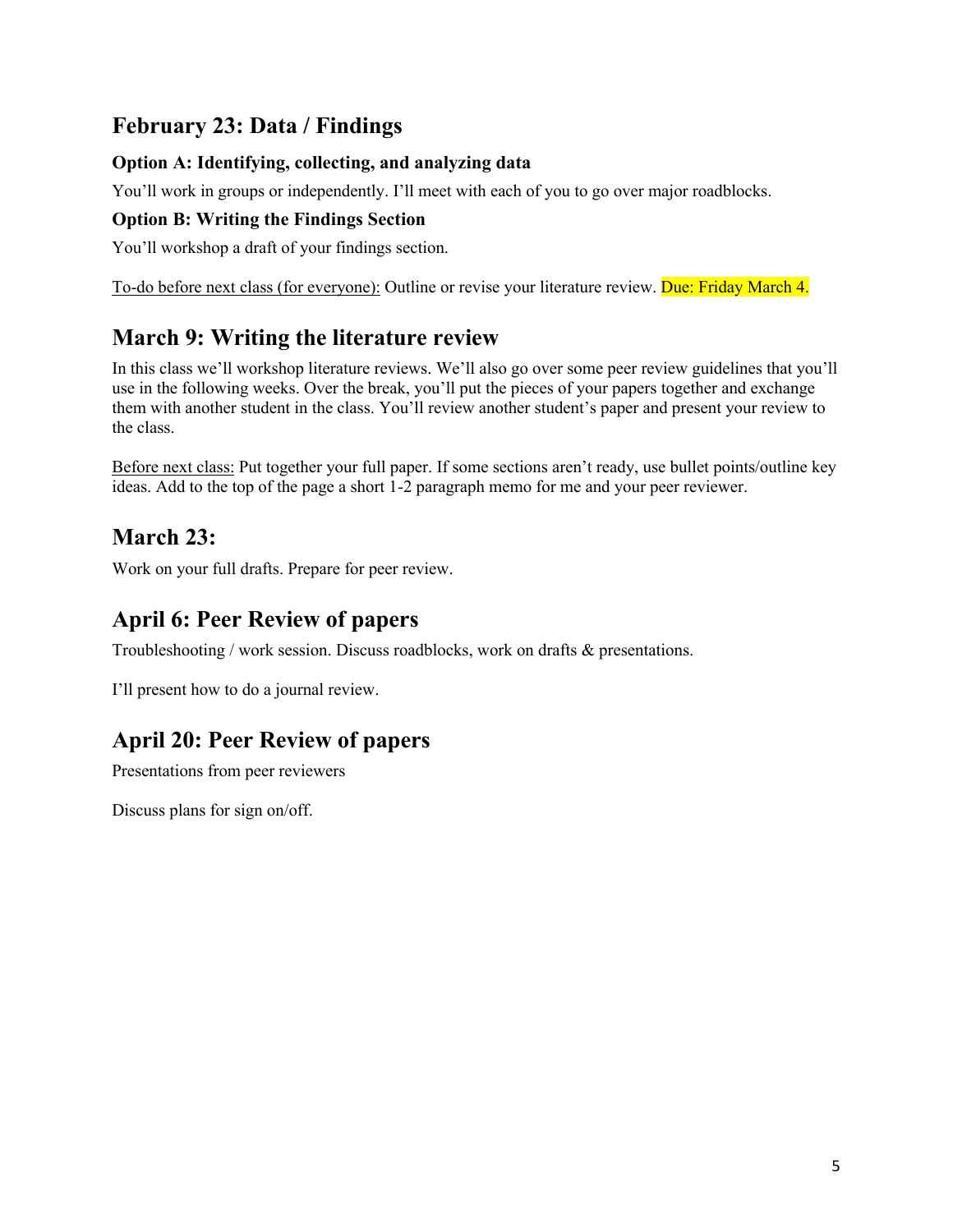## February 23: Data / Findings

### Option A: Identifying, collecting, and analyzing data

You'll work in groups or independently. I'll meet with each of you to go over major roadblocks.

### Option B: Writing the Findings Section

You'll workshop a draft of your findings section.

<u>To-do before next class (for everyone):</u> Outline or revise your literature review. Due: Friday March 4.

## March 9: Writing the literature review

In this class we'll workshop literature reviews. We'll also go over some peer review guidelines that you'll use in the following weeks. Over the break, you'll put the pieces of your papers together and exchange them with another student in the class. You'll review another student's paper and present your review to the class.

<u>Before next class:</u> Put together your full paper. If some sections aren't ready, use bullet points/outline key ideas. Add to the top of the page a short 1-2 paragraph memo for me and your peer reviewer.

## March 23:

Work on your full drafts. Prepare for peer review.

## April 6: Peer Review of papers

Troubleshooting / work session. Discuss roadblocks, work on drafts & presentations.

I'll present how to do a journal review.

## April 20: Peer Review of papers

Presentations from peer reviewers

Discuss plans for sign on/off.